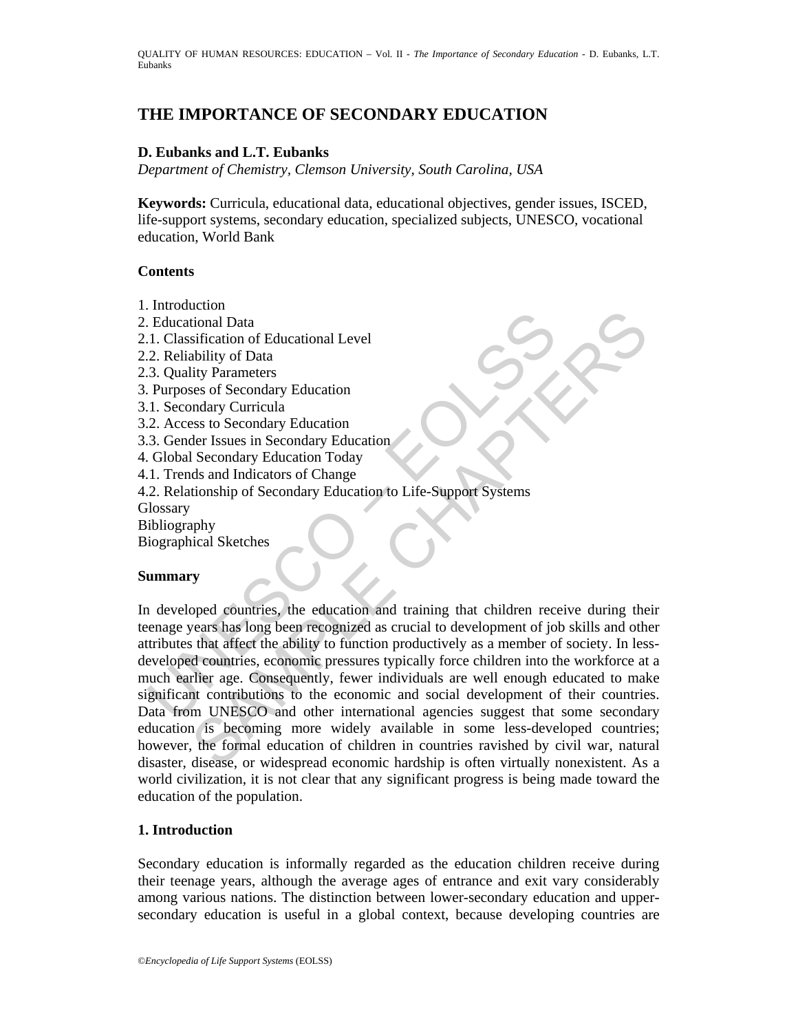# THE IMPORTANCE OF SECONDARY EDUCATION

**D. Eubanks and L.T. Eubanks**

*Department of Chemistry, Clemson University, South Carolina, USA*

**Keywords:** Curricula, educational data, educational objectives, gender issues, ISCED, life-support systems, secondary education, specialized subjects, UNESCO, vocational education, World Bank

**Contents**

1. Introduction
2. Educational Data
2.1. Classification of Educational Level
2.2. Reliability of Data
2.3. Quality Parameters
3. Purposes of Secondary Education
3.1. Secondary Curricula
3.2. Access to Secondary Education
3.3. Gender Issues in Secondary Education
4. Global Secondary Education Today
4.1. Trends and Indicators of Change
4.2. Relationship of Secondary Education to Life-Support Systems

Glossary
Bibliography
Biographical Sketches

**Summary**

In developed countries, the education and training that children receive during their teenage years has long been recognized as crucial to development of job skills and other attributes that affect the ability to function productively as a member of society. In less-developed countries, economic pressures typically force children into the workforce at a much earlier age. Consequently, fewer individuals are well enough educated to make significant contributions to the economic and social development of their countries. Data from UNESCO and other international agencies suggest that some secondary education is becoming more widely available in some less-developed countries; however, the formal education of children in countries ravished by civil war, natural disaster, disease, or widespread economic hardship is often virtually nonexistent. As a world civilization, it is not clear that any significant progress is being made toward the education of the population.

## 1. Introduction

Secondary education is informally regarded as the education children receive during their teenage years, although the average ages of entrance and exit vary considerably among various nations. The distinction between lower-secondary education and upper-secondary education is useful in a global context, because developing countries are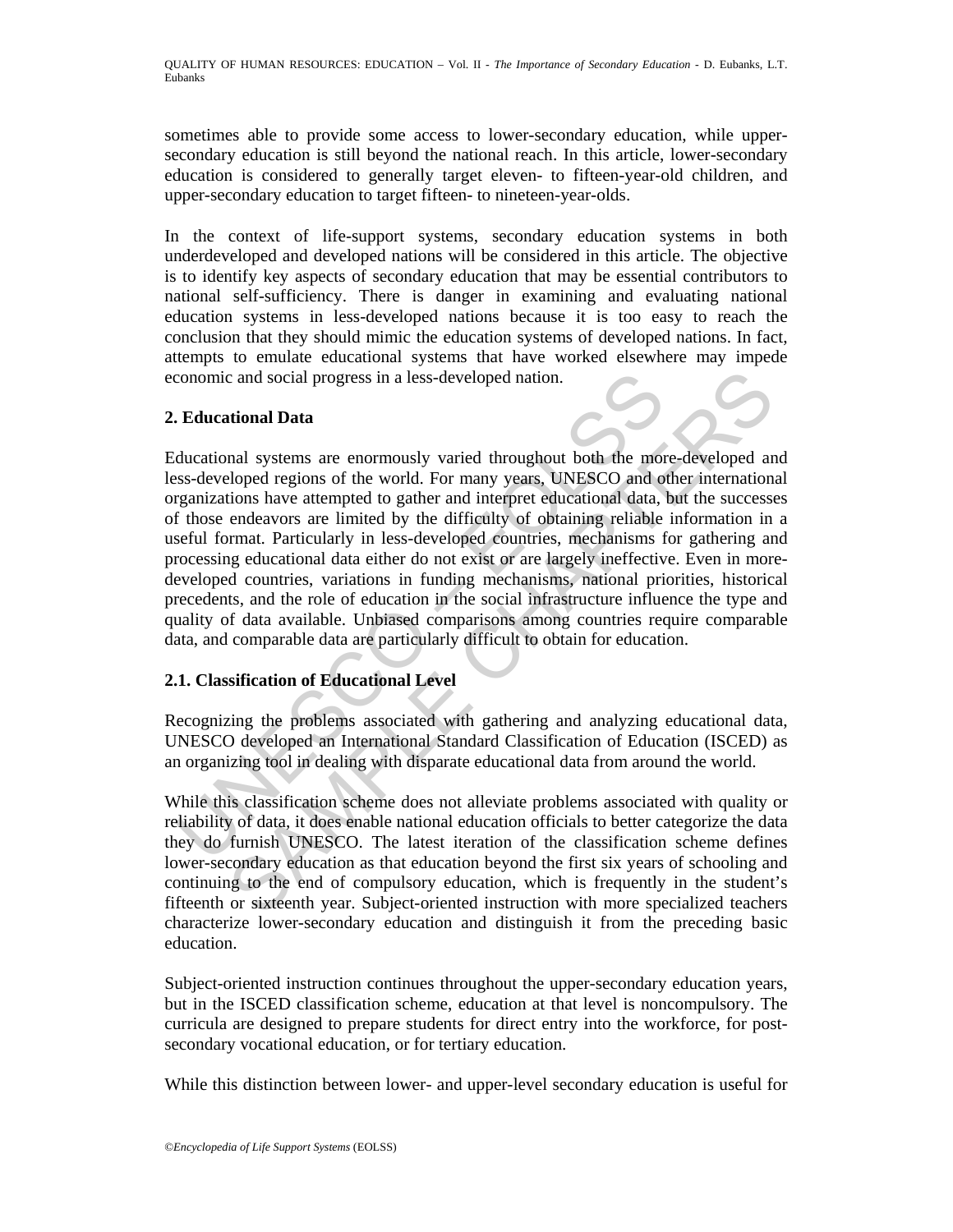sometimes able to provide some access to lower-secondary education, while upper-secondary education is still beyond the national reach. In this article, lower-secondary education is considered to generally target eleven- to fifteen-year-old children, and upper-secondary education to target fifteen- to nineteen-year-olds.

In the context of life-support systems, secondary education systems in both underdeveloped and developed nations will be considered in this article. The objective is to identify key aspects of secondary education that may be essential contributors to national self-sufficiency. There is danger in examining and evaluating national education systems in less-developed nations because it is too easy to reach the conclusion that they should mimic the education systems of developed nations. In fact, attempts to emulate educational systems that have worked elsewhere may impede economic and social progress in a less-developed nation.

## 2. Educational Data

Educational systems are enormously varied throughout both the more-developed and less-developed regions of the world. For many years, UNESCO and other international organizations have attempted to gather and interpret educational data, but the successes of those endeavors are limited by the difficulty of obtaining reliable information in a useful format. Particularly in less-developed countries, mechanisms for gathering and processing educational data either do not exist or are largely ineffective. Even in more-developed countries, variations in funding mechanisms, national priorities, historical precedents, and the role of education in the social infrastructure influence the type and quality of data available. Unbiased comparisons among countries require comparable data, and comparable data are particularly difficult to obtain for education.

### 2.1. Classification of Educational Level

Recognizing the problems associated with gathering and analyzing educational data, UNESCO developed an International Standard Classification of Education (ISCED) as an organizing tool in dealing with disparate educational data from around the world.

While this classification scheme does not alleviate problems associated with quality or reliability of data, it does enable national education officials to better categorize the data they do furnish UNESCO. The latest iteration of the classification scheme defines lower-secondary education as that education beyond the first six years of schooling and continuing to the end of compulsory education, which is frequently in the student's fifteenth or sixteenth year. Subject-oriented instruction with more specialized teachers characterize lower-secondary education and distinguish it from the preceding basic education.

Subject-oriented instruction continues throughout the upper-secondary education years, but in the ISCED classification scheme, education at that level is noncompulsory. The curricula are designed to prepare students for direct entry into the workforce, for post-secondary vocational education, or for tertiary education.

While this distinction between lower- and upper-level secondary education is useful for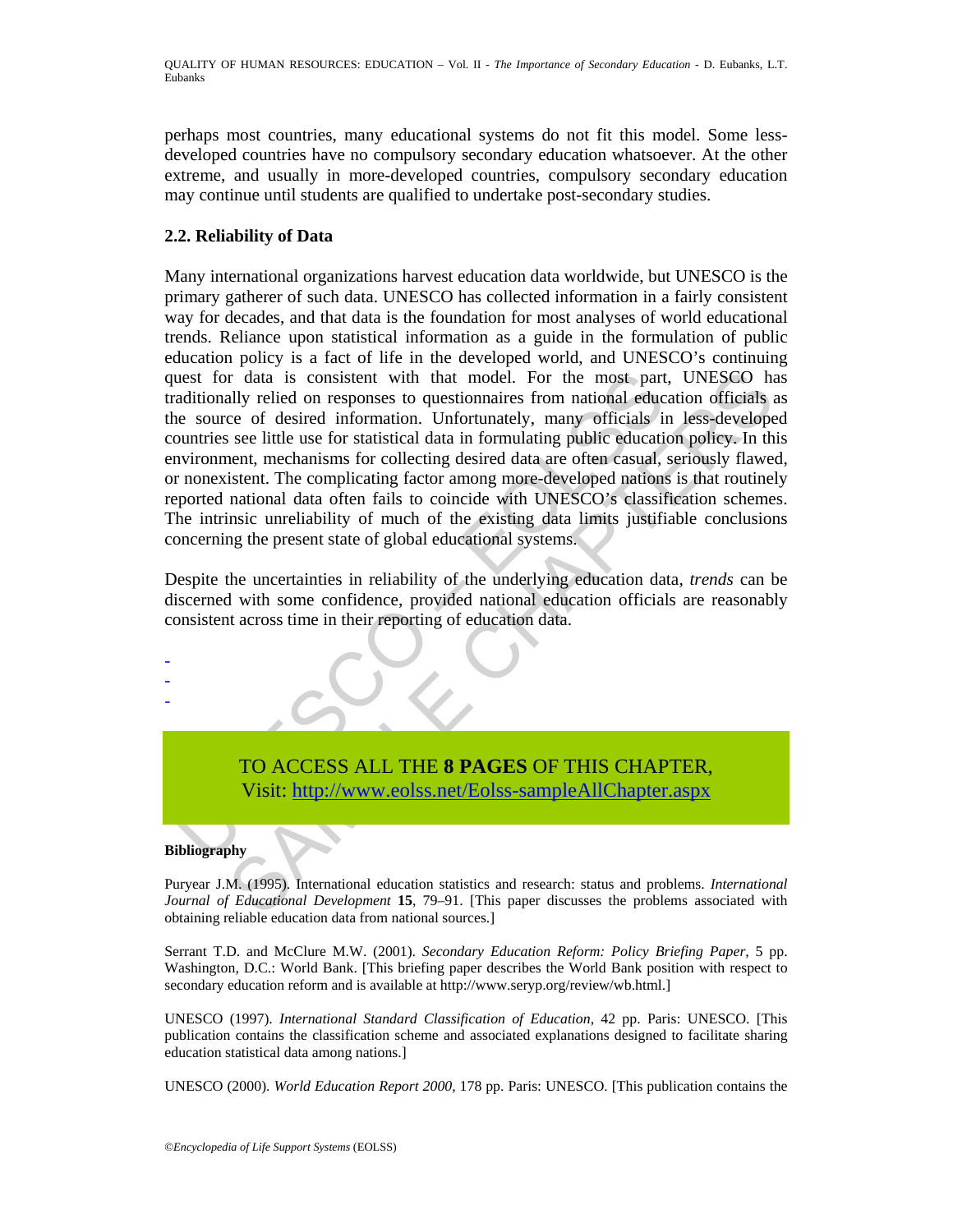perhaps most countries, many educational systems do not fit this model. Some less-developed countries have no compulsory secondary education whatsoever. At the other extreme, and usually in more-developed countries, compulsory secondary education may continue until students are qualified to undertake post-secondary studies.

### 2.2. Reliability of Data

Many international organizations harvest education data worldwide, but UNESCO is the primary gatherer of such data. UNESCO has collected information in a fairly consistent way for decades, and that data is the foundation for most analyses of world educational trends. Reliance upon statistical information as a guide in the formulation of public education policy is a fact of life in the developed world, and UNESCO's continuing quest for data is consistent with that model. For the most part, UNESCO has traditionally relied on responses to questionnaires from national education officials as the source of desired information. Unfortunately, many officials in less-developed countries see little use for statistical data in formulating public education policy. In this environment, mechanisms for collecting desired data are often casual, seriously flawed, or nonexistent. The complicating factor among more-developed nations is that routinely reported national data often fails to coincide with UNESCO's classification schemes. The intrinsic unreliability of much of the existing data limits justifiable conclusions concerning the present state of global educational systems.

Despite the uncertainties in reliability of the underlying education data, *trends* can be discerned with some confidence, provided national education officials are reasonably consistent across time in their reporting of education data.

-
-
-

TO ACCESS ALL THE **8 PAGES** OF THIS CHAPTER,
Visit: http://www.eolss.net/Eolss-sampleAllChapter.aspx

**Bibliography**

Puryear J.M. (1995). International education statistics and research: status and problems. *International Journal of Educational Development* **15**, 79–91. [This paper discusses the problems associated with obtaining reliable education data from national sources.]

Serrant T.D. and McClure M.W. (2001). *Secondary Education Reform: Policy Briefing Paper*, 5 pp. Washington, D.C.: World Bank. [This briefing paper describes the World Bank position with respect to secondary education reform and is available at http://www.seryp.org/review/wb.html.]

UNESCO (1997). *International Standard Classification of Education*, 42 pp. Paris: UNESCO. [This publication contains the classification scheme and associated explanations designed to facilitate sharing education statistical data among nations.]

UNESCO (2000). *World Education Report 2000*, 178 pp. Paris: UNESCO. [This publication contains the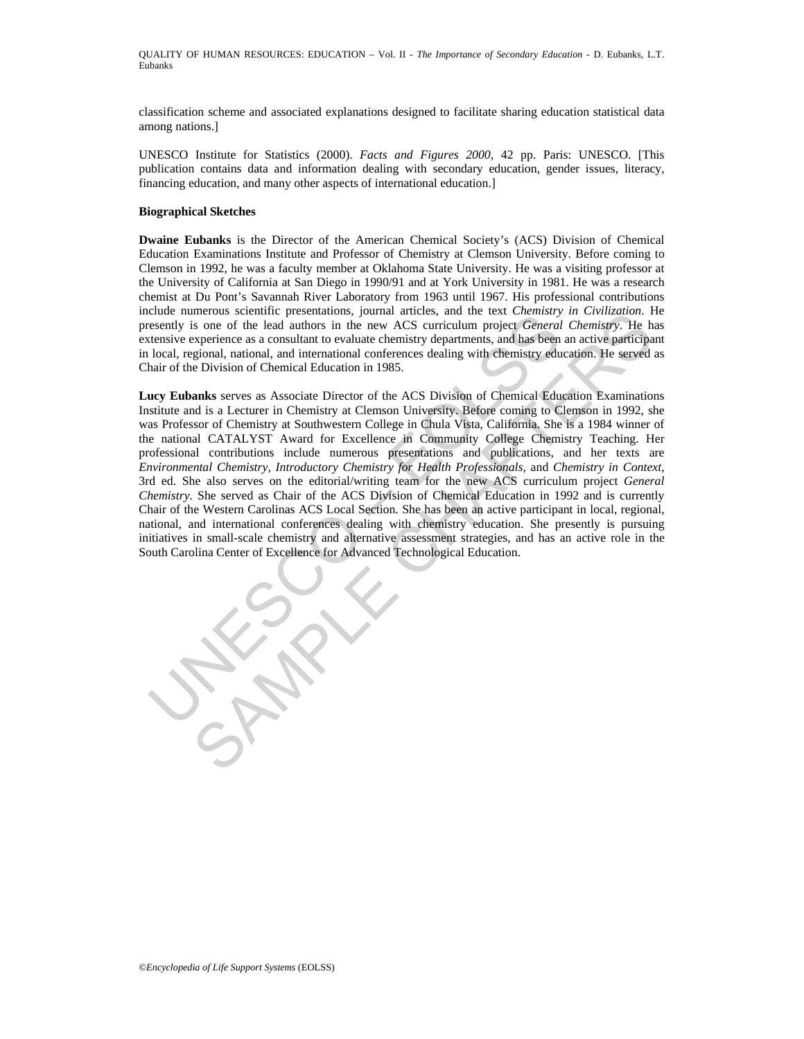classification scheme and associated explanations designed to facilitate sharing education statistical data among nations.]

UNESCO Institute for Statistics (2000). *Facts and Figures 2000*, 42 pp. Paris: UNESCO. [This publication contains data and information dealing with secondary education, gender issues, literacy, financing education, and many other aspects of international education.]

**Biographical Sketches**

**Dwaine Eubanks** is the Director of the American Chemical Society's (ACS) Division of Chemical Education Examinations Institute and Professor of Chemistry at Clemson University. Before coming to Clemson in 1992, he was a faculty member at Oklahoma State University. He was a visiting professor at the University of California at San Diego in 1990/91 and at York University in 1981. He was a research chemist at Du Pont's Savannah River Laboratory from 1963 until 1967. His professional contributions include numerous scientific presentations, journal articles, and the text *Chemistry in Civilization*. He presently is one of the lead authors in the new ACS curriculum project *General Chemistry*. He has extensive experience as a consultant to evaluate chemistry departments, and has been an active participant in local, regional, national, and international conferences dealing with chemistry education. He served as Chair of the Division of Chemical Education in 1985.

**Lucy Eubanks** serves as Associate Director of the ACS Division of Chemical Education Examinations Institute and is a Lecturer in Chemistry at Clemson University. Before coming to Clemson in 1992, she was Professor of Chemistry at Southwestern College in Chula Vista, California. She is a 1984 winner of the national CATALYST Award for Excellence in Community College Chemistry Teaching. Her professional contributions include numerous presentations and publications, and her texts are *Environmental Chemistry, Introductory Chemistry for Health Professionals,* and *Chemistry in Context*, 3rd ed. She also serves on the editorial/writing team for the new ACS curriculum project *General Chemistry*. She served as Chair of the ACS Division of Chemical Education in 1992 and is currently Chair of the Western Carolinas ACS Local Section. She has been an active participant in local, regional, national, and international conferences dealing with chemistry education. She presently is pursuing initiatives in small-scale chemistry and alternative assessment strategies, and has an active role in the South Carolina Center of Excellence for Advanced Technological Education.